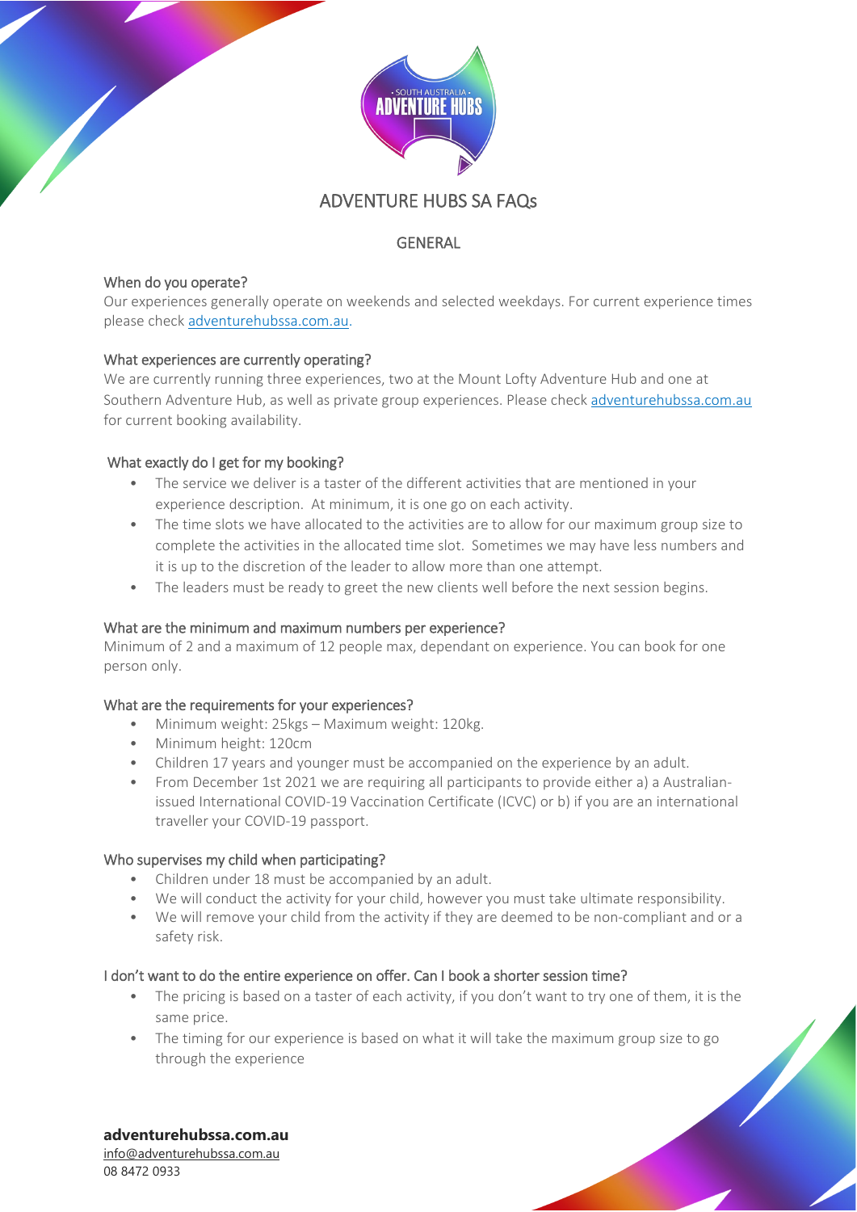# ADVENTURE HUBS SA FAQs

## GENERAL

### When do you operate?

Our experiences generally operate on weekends and selected weekdays. For current experience times please check adventurehubssa.com.au.

### What experiences are currently operating?

We are currently running three experiences, two at the Mount Lofty Adventure Hub and one at Southern Adventure Hub, as well as private group experiences. Please check adventurehubssa.com.au for current booking availability.

### What exactly do I get for my booking?

- The service we deliver is a taster of the different activities that are mentioned in your experience description. At minimum, it is one go on each activity.
- The time slots we have allocated to the activities are to allow for our maximum group size to complete the activities in the allocated time slot. Sometimes we may have less numbers and it is up to the discretion of the leader to allow more than one attempt.
- The leaders must be ready to greet the new clients well before the next session begins.

### What are the minimum and maximum numbers per experience?

Minimum of 2 and a maximum of 12 people max, dependant on experience. You can book for one person only.

### What are the requirements for your experiences?

- Minimum weight: 25kgs – Maximum weight: 120kg.
- Minimum height: 120cm
- Children 17 years and younger must be accompanied on the experience by an adult.
- From December 1st 2021 we are requiring all participants to provide either a) a Australian-issued International COVID-19 Vaccination Certificate (ICVC) or b) if you are an international traveller your COVID-19 passport.

### Who supervises my child when participating?

- Children under 18 must be accompanied by an adult.
- We will conduct the activity for your child, however you must take ultimate responsibility.
- We will remove your child from the activity if they are deemed to be non-compliant and or a safety risk.

### I don't want to do the entire experience on offer. Can I book a shorter session time?

- The pricing is based on a taster of each activity, if you don't want to try one of them, it is the same price.
- The timing for our experience is based on what it will take the maximum group size to go through the experience

**adventurehubssa.com.au**
info@adventurehubssa.com.au
08 8472 0933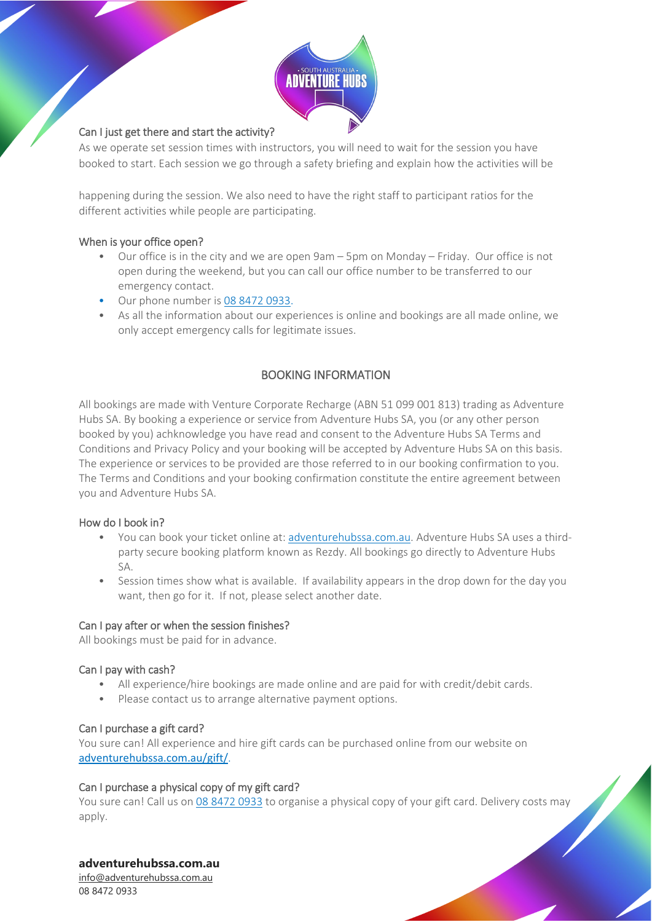### Can I just get there and start the activity?

As we operate set session times with instructors, you will need to wait for the session you have booked to start. Each session we go through a safety briefing and explain how the activities will be happening during the session. We also need to have the right staff to participant ratios for the different activities while people are participating.

### When is your office open?

- Our office is in the city and we are open 9am – 5pm on Monday – Friday. Our office is not open during the weekend, but you can call our office number to be transferred to our emergency contact.
- Our phone number is 08 8472 0933.
- As all the information about our experiences is online and bookings are all made online, we only accept emergency calls for legitimate issues.

## BOOKING INFORMATION

All bookings are made with Venture Corporate Recharge (ABN 51 099 001 813) trading as Adventure Hubs SA. By booking a experience or service from Adventure Hubs SA, you (or any other person booked by you) achknowledge you have read and consent to the Adventure Hubs SA Terms and Conditions and Privacy Policy and your booking will be accepted by Adventure Hubs SA on this basis. The experience or services to be provided are those referred to in our booking confirmation to you. The Terms and Conditions and your booking confirmation constitute the entire agreement between you and Adventure Hubs SA.

### How do I book in?

- You can book your ticket online at: adventurehubssa.com.au. Adventure Hubs SA uses a third-party secure booking platform known as Rezdy. All bookings go directly to Adventure Hubs SA.
- Session times show what is available. If availability appears in the drop down for the day you want, then go for it. If not, please select another date.

### Can I pay after or when the session finishes?

All bookings must be paid for in advance.

### Can I pay with cash?

- All experience/hire bookings are made online and are paid for with credit/debit cards.
- Please contact us to arrange alternative payment options.

### Can I purchase a gift card?

You sure can! All experience and hire gift cards can be purchased online from our website on adventurehubssa.com.au/gift/.

### Can I purchase a physical copy of my gift card?

You sure can! Call us on 08 8472 0933 to organise a physical copy of your gift card. Delivery costs may apply.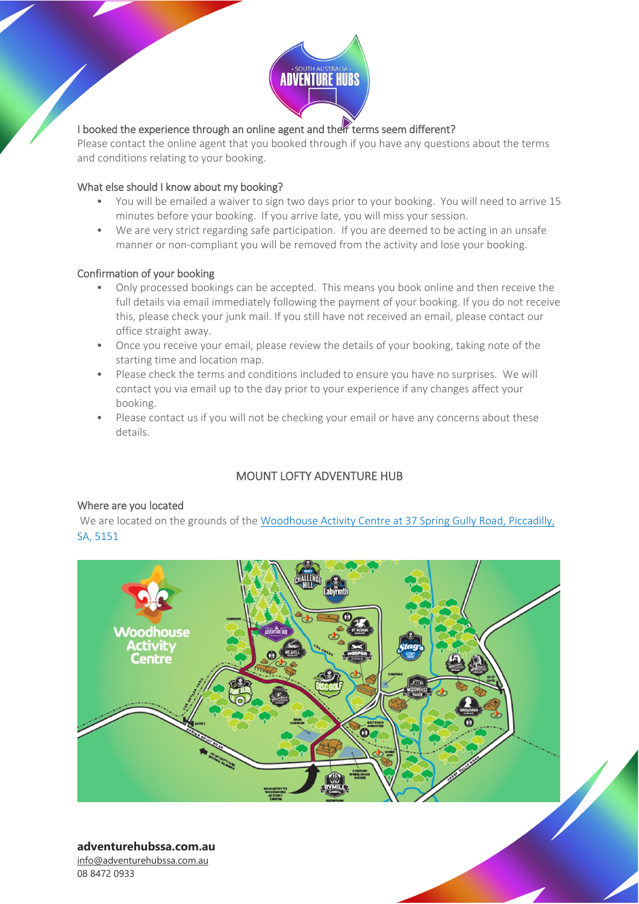### I booked the experience through an online agent and their terms seem different?

Please contact the online agent that you booked through if you have any questions about the terms and conditions relating to your booking.

### What else should I know about my booking?

- You will be emailed a waiver to sign two days prior to your booking. You will need to arrive 15 minutes before your booking. If you arrive late, you will miss your session.
- We are very strict regarding safe participation. If you are deemed to be acting in an unsafe manner or non-compliant you will be removed from the activity and lose your booking.

### Confirmation of your booking

- Only processed bookings can be accepted. This means you book online and then receive the full details via email immediately following the payment of your booking. If you do not receive this, please check your junk mail. If you still have not received an email, please contact our office straight away.
- Once you receive your email, please review the details of your booking, taking note of the starting time and location map.
- Please check the terms and conditions included to ensure you have no surprises. We will contact you via email up to the day prior to your experience if any changes affect your booking.
- Please contact us if you will not be checking your email or have any concerns about these details.

## MOUNT LOFTY ADVENTURE HUB

### Where are you located

We are located on the grounds of the [Woodhouse Activity Centre at 37 Spring Gully Road, Piccadilly, SA, 5151]

**adventurehubssa.com.au**
info@adventurehubssa.com.au
08 8472 0933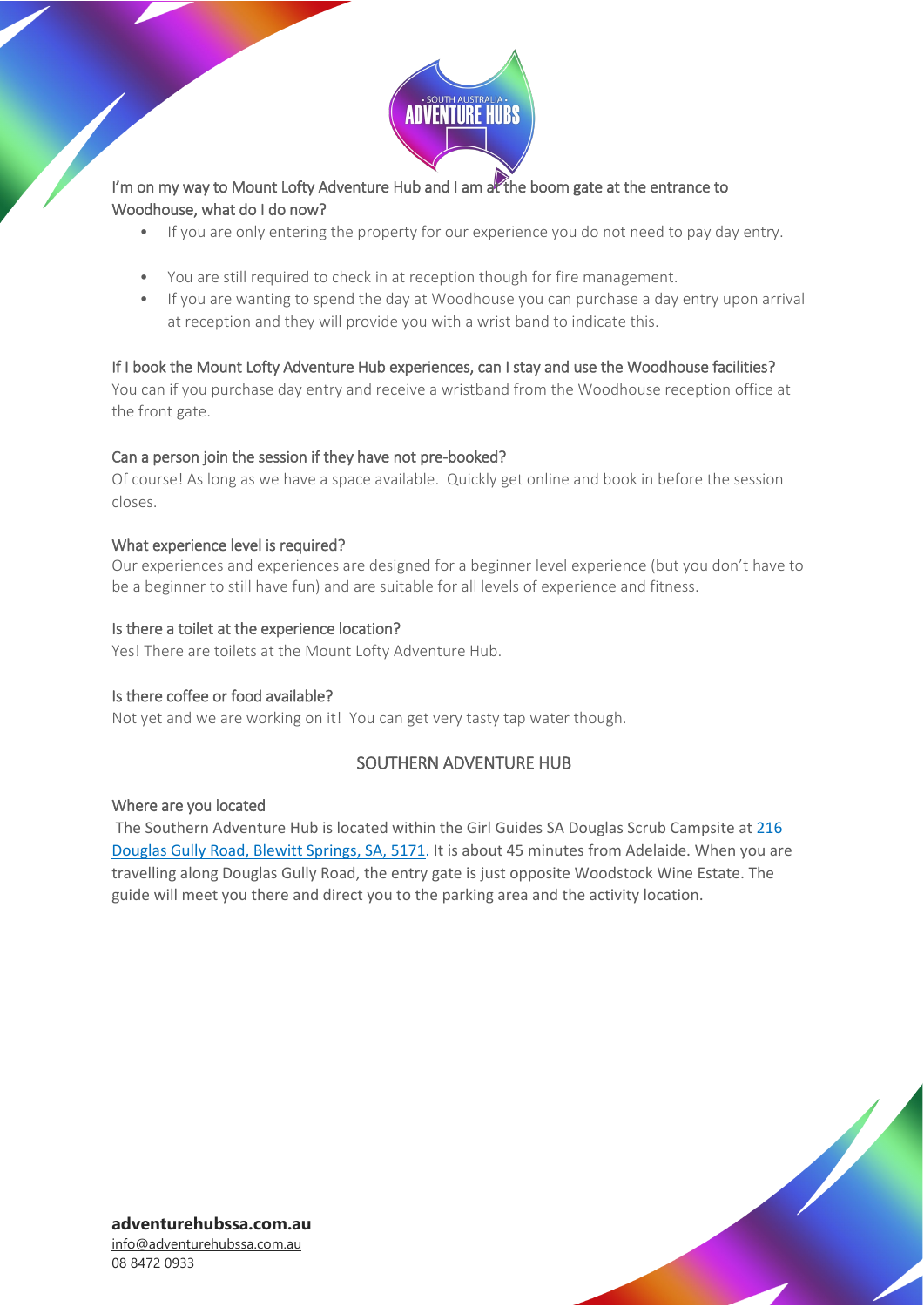### I'm on my way to Mount Lofty Adventure Hub and I am at the boom gate at the entrance to Woodhouse, what do I do now?

- If you are only entering the property for our experience you do not need to pay day entry.
- You are still required to check in at reception though for fire management.
- If you are wanting to spend the day at Woodhouse you can purchase a day entry upon arrival at reception and they will provide you with a wrist band to indicate this.

### If I book the Mount Lofty Adventure Hub experiences, can I stay and use the Woodhouse facilities?

You can if you purchase day entry and receive a wristband from the Woodhouse reception office at the front gate.

### Can a person join the session if they have not pre-booked?

Of course! As long as we have a space available. Quickly get online and book in before the session closes.

### What experience level is required?

Our experiences and experiences are designed for a beginner level experience (but you don't have to be a beginner to still have fun) and are suitable for all levels of experience and fitness.

### Is there a toilet at the experience location?

Yes! There are toilets at the Mount Lofty Adventure Hub.

### Is there coffee or food available?

Not yet and we are working on it! You can get very tasty tap water though.

## SOUTHERN ADVENTURE HUB

### Where are you located

The Southern Adventure Hub is located within the Girl Guides SA Douglas Scrub Campsite at [216 Douglas Gully Road, Blewitt Springs, SA, 5171](). It is about 45 minutes from Adelaide. When you are travelling along Douglas Gully Road, the entry gate is just opposite Woodstock Wine Estate. The guide will meet you there and direct you to the parking area and the activity location.

**adventurehubssa.com.au**
info@adventurehubssa.com.au
08 8472 0933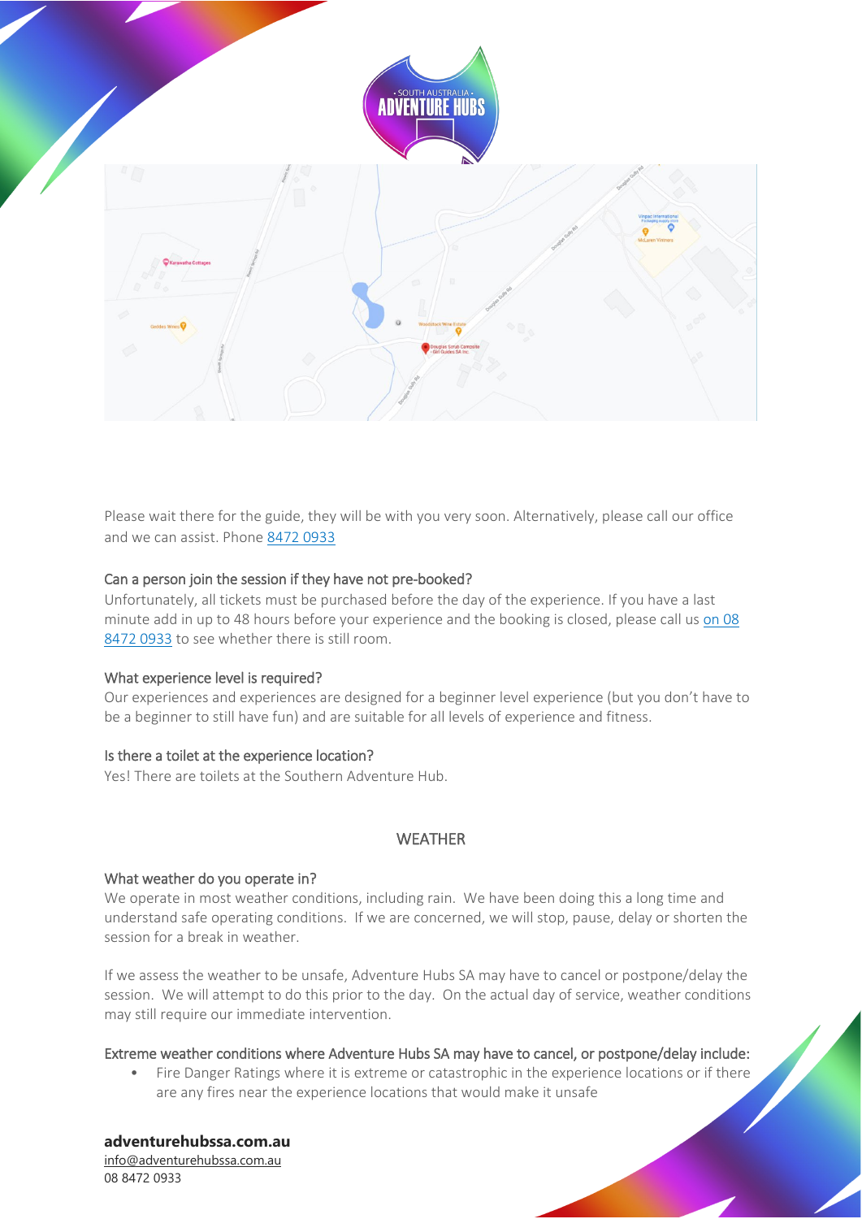Please wait there for the guide, they will be with you very soon. Alternatively, please call our office and we can assist. Phone 8472 0933

### Can a person join the session if they have not pre-booked?

Unfortunately, all tickets must be purchased before the day of the experience. If you have a last minute add in up to 48 hours before your experience and the booking is closed, please call us on 08 8472 0933 to see whether there is still room.

### What experience level is required?

Our experiences and experiences are designed for a beginner level experience (but you don't have to be a beginner to still have fun) and are suitable for all levels of experience and fitness.

### Is there a toilet at the experience location?

Yes! There are toilets at the Southern Adventure Hub.

## WEATHER

### What weather do you operate in?

We operate in most weather conditions, including rain. We have been doing this a long time and understand safe operating conditions. If we are concerned, we will stop, pause, delay or shorten the session for a break in weather.

If we assess the weather to be unsafe, Adventure Hubs SA may have to cancel or postpone/delay the session. We will attempt to do this prior to the day. On the actual day of service, weather conditions may still require our immediate intervention.

### Extreme weather conditions where Adventure Hubs SA may have to cancel, or postpone/delay include:

- Fire Danger Ratings where it is extreme or catastrophic in the experience locations or if there are any fires near the experience locations that would make it unsafe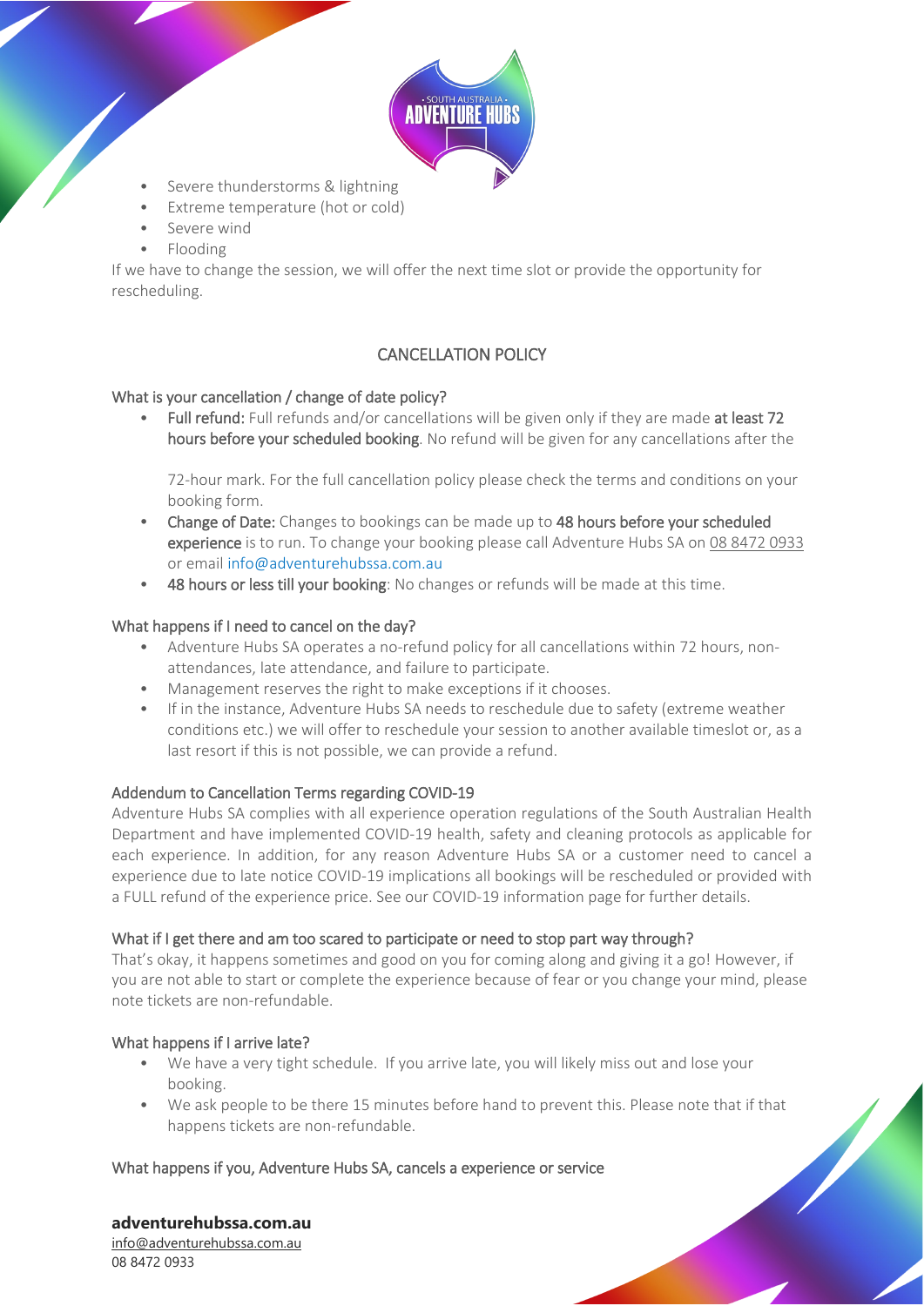- Severe thunderstorms & lightning
- Extreme temperature (hot or cold)
- Severe wind
- Flooding

If we have to change the session, we will offer the next time slot or provide the opportunity for rescheduling.

## CANCELLATION POLICY

### What is your cancellation / change of date policy?

- **Full refund:** Full refunds and/or cancellations will be given only if they are made **at least 72 hours before your scheduled booking**. No refund will be given for any cancellations after the 72-hour mark. For the full cancellation policy please check the terms and conditions on your booking form.
- **Change of Date:** Changes to bookings can be made up to **48 hours before your scheduled experience** is to run. To change your booking please call Adventure Hubs SA on 08 8472 0933 or email info@adventurehubssa.com.au
- **48 hours or less till your booking**: No changes or refunds will be made at this time.

### What happens if I need to cancel on the day?

- Adventure Hubs SA operates a no-refund policy for all cancellations within 72 hours, non-attendances, late attendance, and failure to participate.
- Management reserves the right to make exceptions if it chooses.
- If in the instance, Adventure Hubs SA needs to reschedule due to safety (extreme weather conditions etc.) we will offer to reschedule your session to another available timeslot or, as a last resort if this is not possible, we can provide a refund.

### Addendum to Cancellation Terms regarding COVID-19

Adventure Hubs SA complies with all experience operation regulations of the South Australian Health Department and have implemented COVID-19 health, safety and cleaning protocols as applicable for each experience. In addition, for any reason Adventure Hubs SA or a customer need to cancel a experience due to late notice COVID-19 implications all bookings will be rescheduled or provided with a FULL refund of the experience price. See our COVID-19 information page for further details.

### What if I get there and am too scared to participate or need to stop part way through?

That's okay, it happens sometimes and good on you for coming along and giving it a go! However, if you are not able to start or complete the experience because of fear or you change your mind, please note tickets are non-refundable.

### What happens if I arrive late?

- We have a very tight schedule. If you arrive late, you will likely miss out and lose your booking.
- We ask people to be there 15 minutes before hand to prevent this. Please note that if that happens tickets are non-refundable.

### What happens if you, Adventure Hubs SA, cancels a experience or service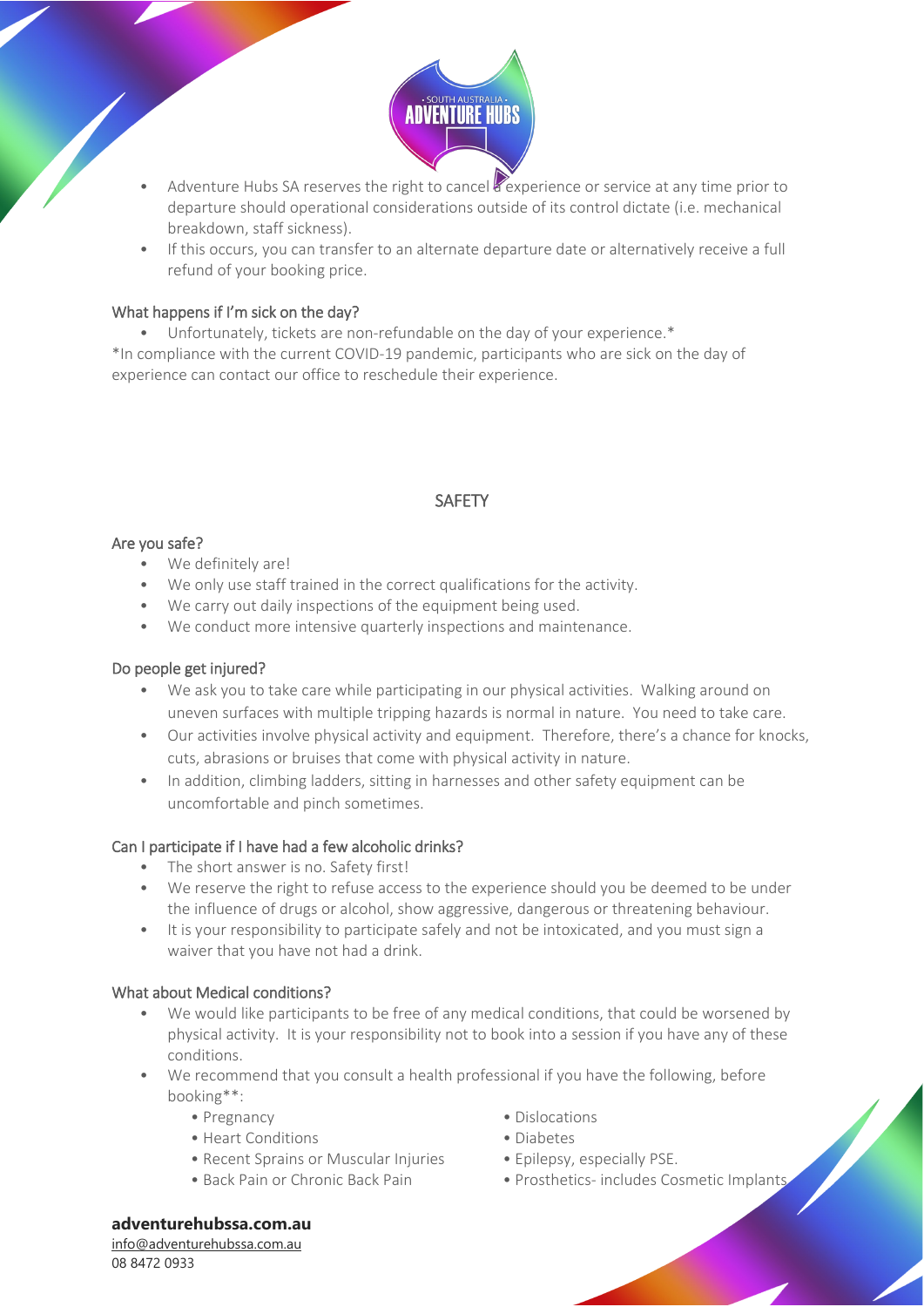- Adventure Hubs SA reserves the right to cancel a experience or service at any time prior to departure should operational considerations outside of its control dictate (i.e. mechanical breakdown, staff sickness).
- If this occurs, you can transfer to an alternate departure date or alternatively receive a full refund of your booking price.

### What happens if I'm sick on the day?

- Unfortunately, tickets are non-refundable on the day of your experience.*

*In compliance with the current COVID-19 pandemic, participants who are sick on the day of experience can contact our office to reschedule their experience.

## SAFETY

### Are you safe?

- We definitely are!
- We only use staff trained in the correct qualifications for the activity.
- We carry out daily inspections of the equipment being used.
- We conduct more intensive quarterly inspections and maintenance.

### Do people get injured?

- We ask you to take care while participating in our physical activities. Walking around on uneven surfaces with multiple tripping hazards is normal in nature. You need to take care.
- Our activities involve physical activity and equipment. Therefore, there's a chance for knocks, cuts, abrasions or bruises that come with physical activity in nature.
- In addition, climbing ladders, sitting in harnesses and other safety equipment can be uncomfortable and pinch sometimes.

### Can I participate if I have had a few alcoholic drinks?

- The short answer is no. Safety first!
- We reserve the right to refuse access to the experience should you be deemed to be under the influence of drugs or alcohol, show aggressive, dangerous or threatening behaviour.
- It is your responsibility to participate safely and not be intoxicated, and you must sign a waiver that you have not had a drink.

### What about Medical conditions?

- We would like participants to be free of any medical conditions, that could be worsened by physical activity. It is your responsibility not to book into a session if you have any of these conditions.
- We recommend that you consult a health professional if you have the following, before booking**:
  - Pregnancy
  - Heart Conditions
  - Recent Sprains or Muscular Injuries
  - Back Pain or Chronic Back Pain
  - Dislocations
  - Diabetes
  - Epilepsy, especially PSE.
  - Prosthetics- includes Cosmetic Implants

**adventurehubssa.com.au**
info@adventurehubssa.com.au
08 8472 0933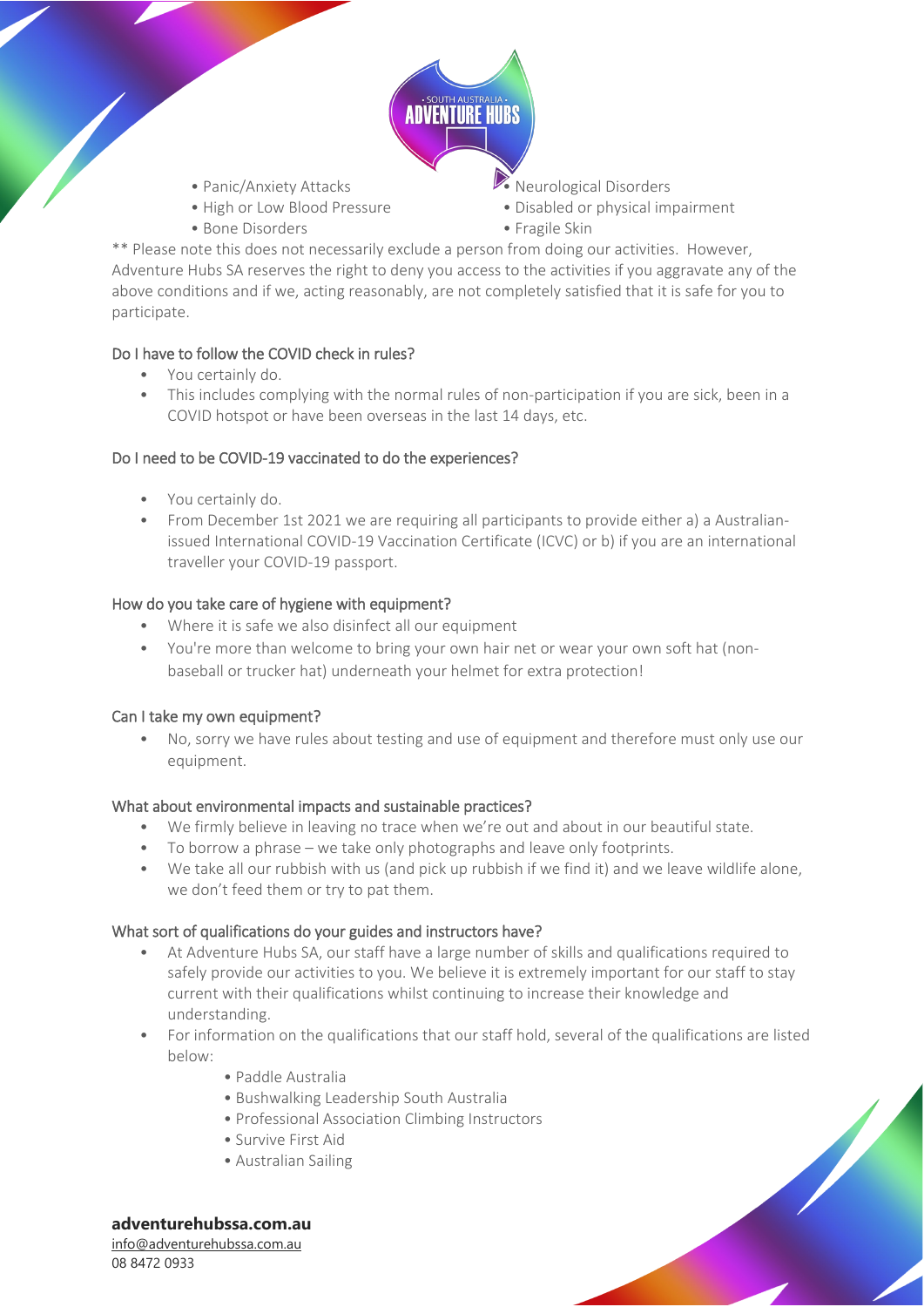- Panic/Anxiety Attacks
- High or Low Blood Pressure
- Bone Disorders
- Neurological Disorders
- Disabled or physical impairment
- Fragile Skin

** Please note this does not necessarily exclude a person from doing our activities. However, Adventure Hubs SA reserves the right to deny you access to the activities if you aggravate any of the above conditions and if we, acting reasonably, are not completely satisfied that it is safe for you to participate.

### Do I have to follow the COVID check in rules?

- You certainly do.
- This includes complying with the normal rules of non-participation if you are sick, been in a COVID hotspot or have been overseas in the last 14 days, etc.

### Do I need to be COVID-19 vaccinated to do the experiences?

- You certainly do.
- From December 1st 2021 we are requiring all participants to provide either a) a Australian-issued International COVID-19 Vaccination Certificate (ICVC) or b) if you are an international traveller your COVID-19 passport.

### How do you take care of hygiene with equipment?

- Where it is safe we also disinfect all our equipment
- You're more than welcome to bring your own hair net or wear your own soft hat (non-baseball or trucker hat) underneath your helmet for extra protection!

### Can I take my own equipment?

- No, sorry we have rules about testing and use of equipment and therefore must only use our equipment.

### What about environmental impacts and sustainable practices?

- We firmly believe in leaving no trace when we're out and about in our beautiful state.
- To borrow a phrase – we take only photographs and leave only footprints.
- We take all our rubbish with us (and pick up rubbish if we find it) and we leave wildlife alone, we don't feed them or try to pat them.

### What sort of qualifications do your guides and instructors have?

- At Adventure Hubs SA, our staff have a large number of skills and qualifications required to safely provide our activities to you. We believe it is extremely important for our staff to stay current with their qualifications whilst continuing to increase their knowledge and understanding.
- For information on the qualifications that our staff hold, several of the qualifications are listed below:
  - Paddle Australia
  - Bushwalking Leadership South Australia
  - Professional Association Climbing Instructors
  - Survive First Aid
  - Australian Sailing

**adventurehubssa.com.au**
info@adventurehubssa.com.au
08 8472 0933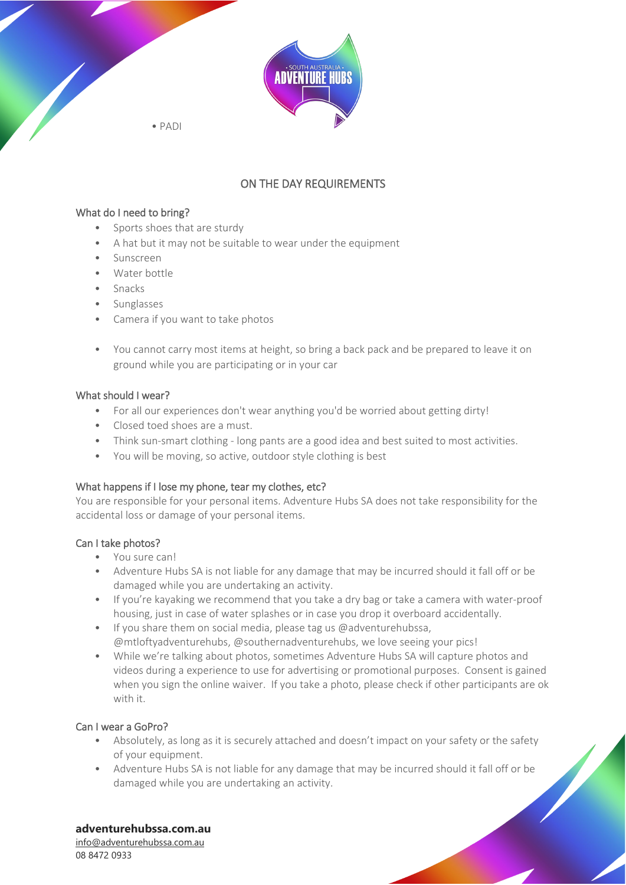• PADI

## ON THE DAY REQUIREMENTS

### What do I need to bring?

- Sports shoes that are sturdy
- A hat but it may not be suitable to wear under the equipment
- Sunscreen
- Water bottle
- Snacks
- Sunglasses
- Camera if you want to take photos

- You cannot carry most items at height, so bring a back pack and be prepared to leave it on ground while you are participating or in your car

### What should I wear?

- For all our experiences don't wear anything you'd be worried about getting dirty!
- Closed toed shoes are a must.
- Think sun-smart clothing - long pants are a good idea and best suited to most activities.
- You will be moving, so active, outdoor style clothing is best

### What happens if I lose my phone, tear my clothes, etc?

You are responsible for your personal items. Adventure Hubs SA does not take responsibility for the accidental loss or damage of your personal items.

### Can I take photos?

- You sure can!
- Adventure Hubs SA is not liable for any damage that may be incurred should it fall off or be damaged while you are undertaking an activity.
- If you're kayaking we recommend that you take a dry bag or take a camera with water-proof housing, just in case of water splashes or in case you drop it overboard accidentally.
- If you share them on social media, please tag us @adventurehubssa, @mtloftyadventurehubs, @southernadventurehubs, we love seeing your pics!
- While we're talking about photos, sometimes Adventure Hubs SA will capture photos and videos during a experience to use for advertising or promotional purposes. Consent is gained when you sign the online waiver. If you take a photo, please check if other participants are ok with it.

### Can I wear a GoPro?

- Absolutely, as long as it is securely attached and doesn't impact on your safety or the safety of your equipment.
- Adventure Hubs SA is not liable for any damage that may be incurred should it fall off or be damaged while you are undertaking an activity.

**adventurehubssa.com.au**
info@adventurehubssa.com.au
08 8472 0933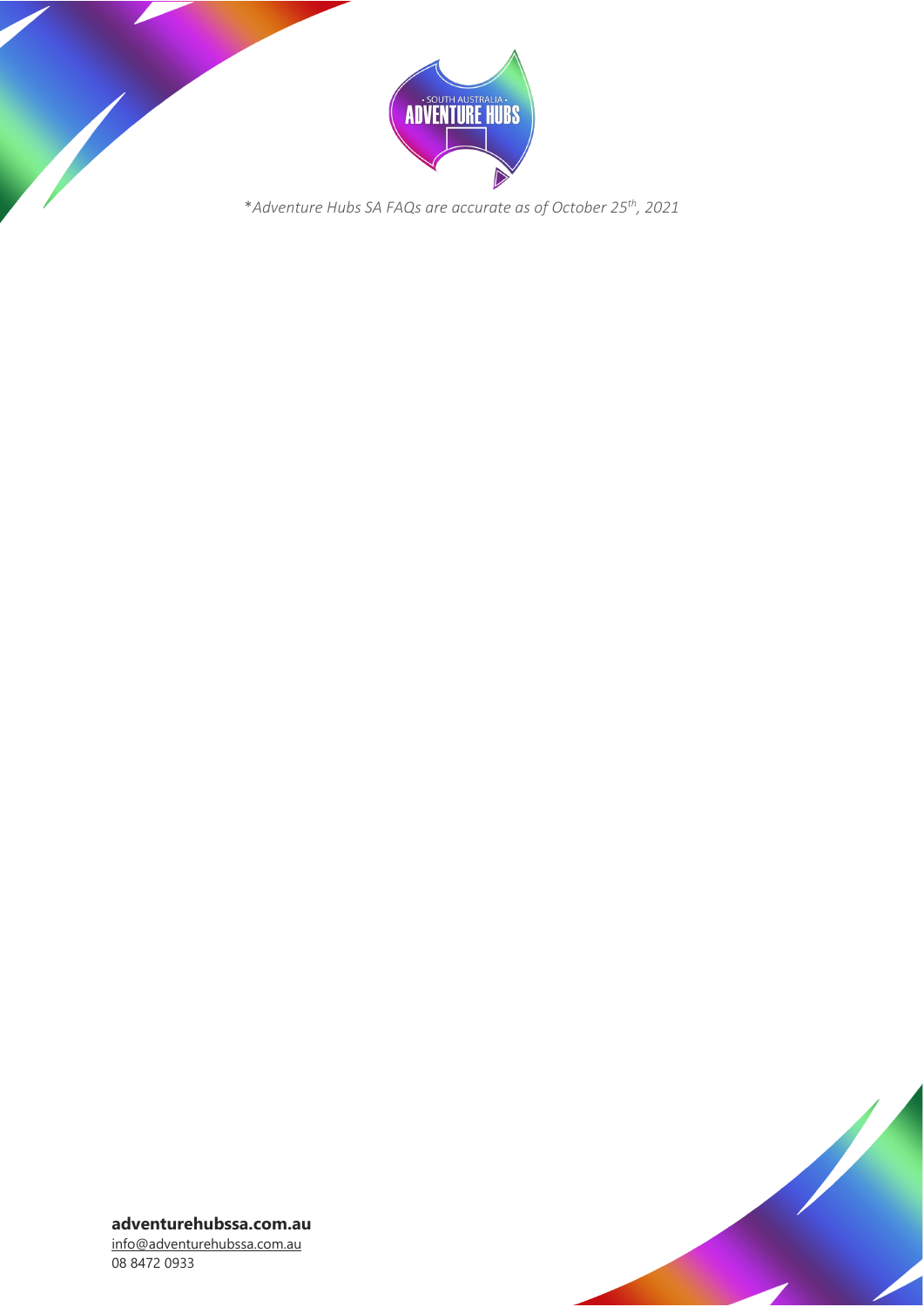*Adventure Hubs SA FAQs are accurate as of October 25th, 2021